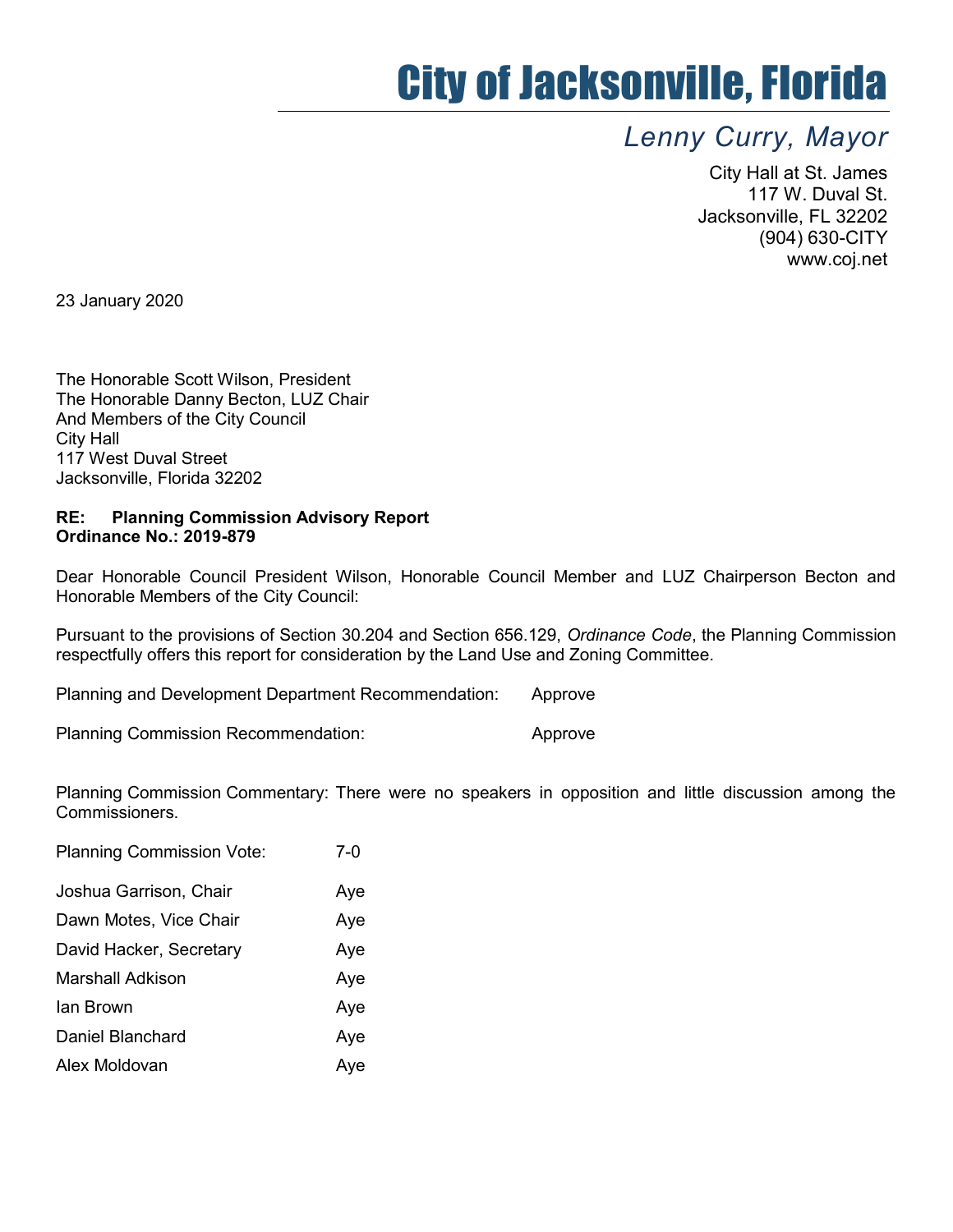# City of Jacksonville, Florida

*Lenny Curry, Mayor*

City Hall at St. James
117 W. Duval St.
Jacksonville, FL 32202
(904) 630-CITY
www.coj.net

23 January 2020

The Honorable Scott Wilson, President
The Honorable Danny Becton, LUZ Chair
And Members of the City Council
City Hall
117 West Duval Street
Jacksonville, Florida 32202

**RE: Planning Commission Advisory Report**
**Ordinance No.: 2019-879**

Dear Honorable Council President Wilson, Honorable Council Member and LUZ Chairperson Becton and Honorable Members of the City Council:

Pursuant to the provisions of Section 30.204 and Section 656.129, *Ordinance Code*, the Planning Commission respectfully offers this report for consideration by the Land Use and Zoning Committee.

Planning and Development Department Recommendation: Approve

Planning Commission Recommendation: Approve

Planning Commission Commentary: There were no speakers in opposition and little discussion among the Commissioners.

Planning Commission Vote: 7-0

| | |
|---|---|
| Joshua Garrison, Chair | Aye |
| Dawn Motes, Vice Chair | Aye |
| David Hacker, Secretary | Aye |
| Marshall Adkison | Aye |
| Ian Brown | Aye |
| Daniel Blanchard | Aye |
| Alex Moldovan | Aye |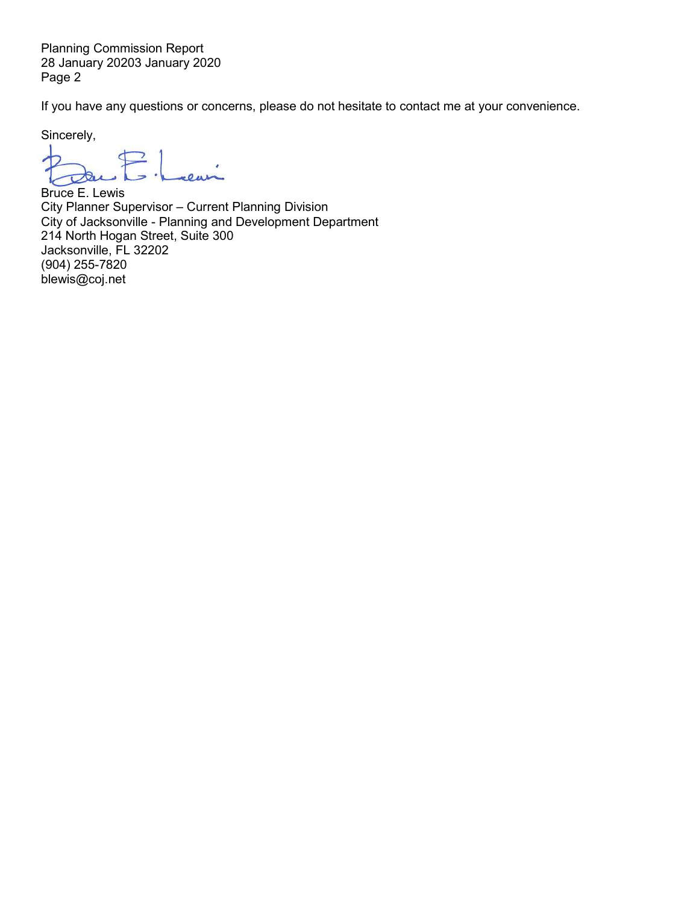If you have any questions or concerns, please do not hesitate to contact me at your convenience.

Sincerely,

Bruce E. Lewis
City Planner Supervisor – Current Planning Division
City of Jacksonville - Planning and Development Department
214 North Hogan Street, Suite 300
Jacksonville, FL 32202
(904) 255-7820
blewis@coj.net